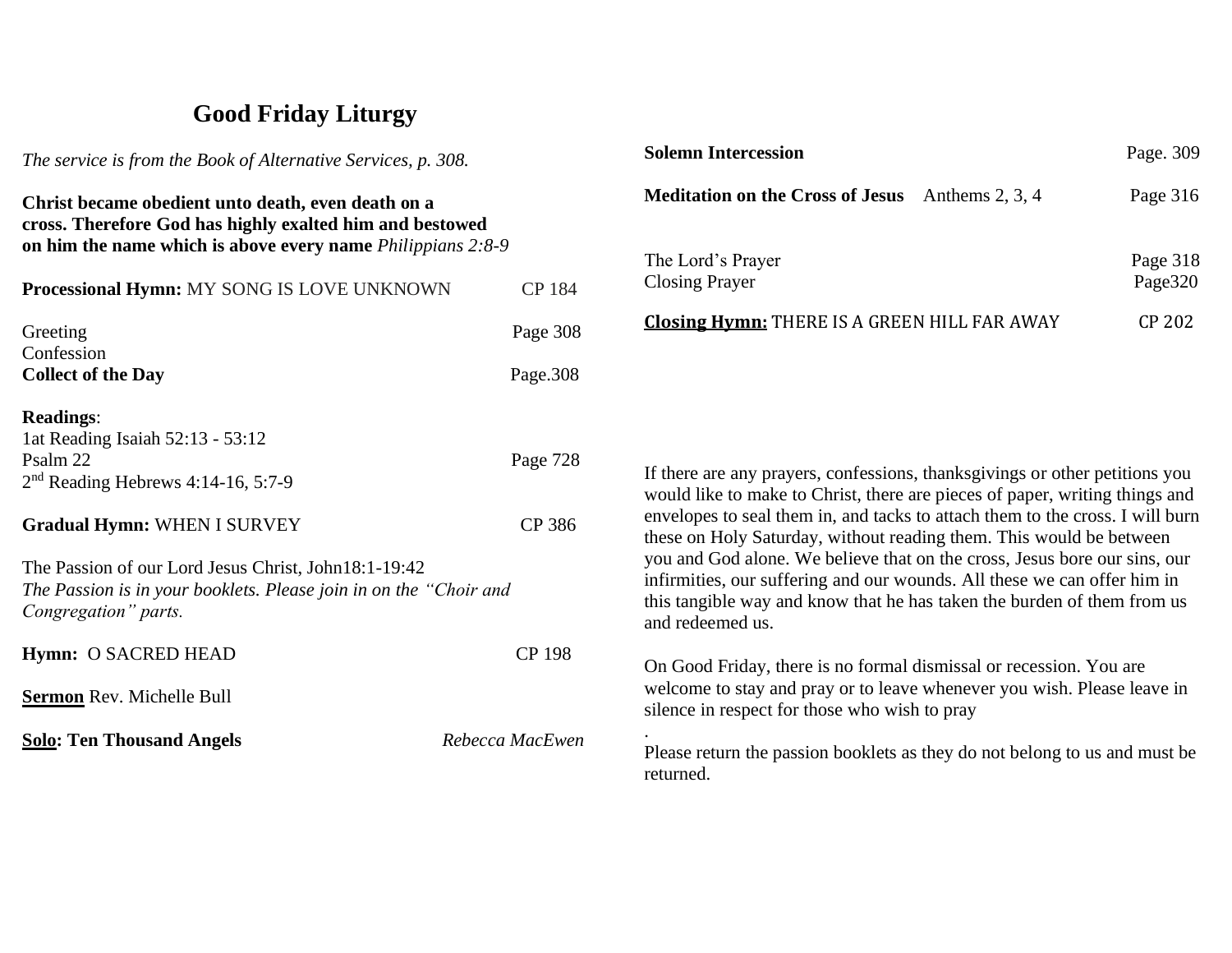# Good Friday Liturgy

*The service is from the Book of Alternative Services, p. 308.*

**Christ became obedient unto death, even death on a cross. Therefore God has highly exalted him and bestowed on him the name which is above every name** *Philippians 2:8-9*

**Processional Hymn:** MY SONG IS LOVE UNKNOWN CP 184

Greeting Page 308
Confession
**Collect of the Day** Page.308

**Readings**:
1at Reading Isaiah 52:13 - 53:12
Psalm 22 Page 728
2nd Reading Hebrews 4:14-16, 5:7-9

**Gradual Hymn:** WHEN I SURVEY CP 386

The Passion of our Lord Jesus Christ, John18:1-19:42
*The Passion is in your booklets. Please join in on the "Choir and Congregation" parts.*

**Hymn:** O SACRED HEAD CP 198

**Sermon** Rev. Michelle Bull

**Solo: Ten Thousand Angels** *Rebecca MacEwen*

**Solemn Intercession** Page. 309

**Meditation on the Cross of Jesus** Anthems 2, 3, 4 Page 316

The Lord's Prayer Page 318
Closing Prayer Page320

**Closing Hymn:** THERE IS A GREEN HILL FAR AWAY CP 202

If there are any prayers, confessions, thanksgivings or other petitions you would like to make to Christ, there are pieces of paper, writing things and envelopes to seal them in, and tacks to attach them to the cross. I will burn these on Holy Saturday, without reading them. This would be between you and God alone. We believe that on the cross, Jesus bore our sins, our infirmities, our suffering and our wounds. All these we can offer him in this tangible way and know that he has taken the burden of them from us and redeemed us.

On Good Friday, there is no formal dismissal or recession. You are welcome to stay and pray or to leave whenever you wish. Please leave in silence in respect for those who wish to pray

.

Please return the passion booklets as they do not belong to us and must be returned.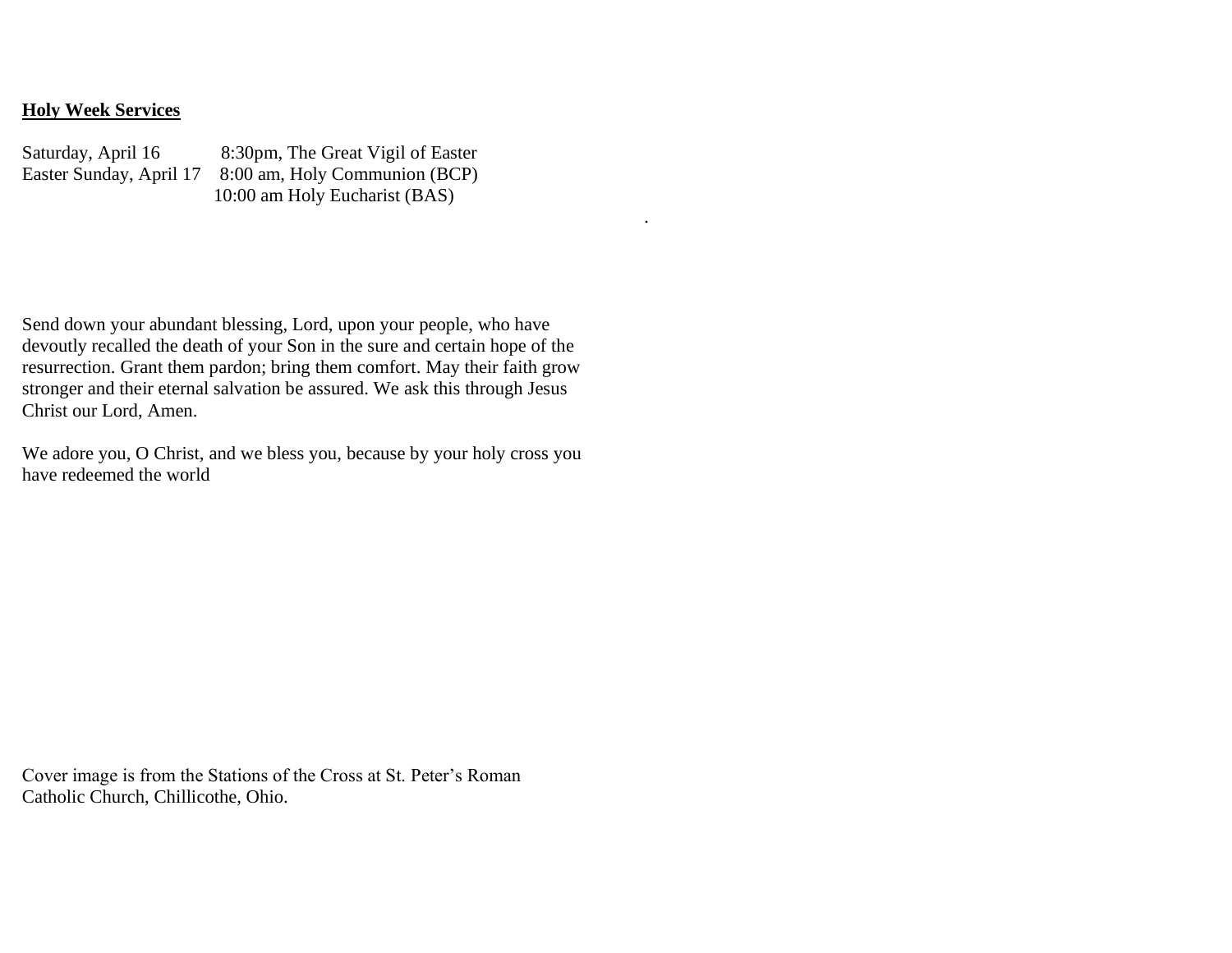**Holy Week Services**

| | | |
|---|---|---|
| Saturday, April 16 | 8:30pm, The Great Vigil of Easter |
| Easter Sunday, April 17 | 8:00 am, Holy Communion (BCP) |
| | 10:00 am Holy Eucharist (BAS) |

Send down your abundant blessing, Lord, upon your people, who have devoutly recalled the death of your Son in the sure and certain hope of the resurrection. Grant them pardon; bring them comfort. May their faith grow stronger and their eternal salvation be assured. We ask this through Jesus Christ our Lord, Amen.

We adore you, O Christ, and we bless you, because by your holy cross you have redeemed the world

Cover image is from the Stations of the Cross at St. Peter's Roman Catholic Church, Chillicothe, Ohio.